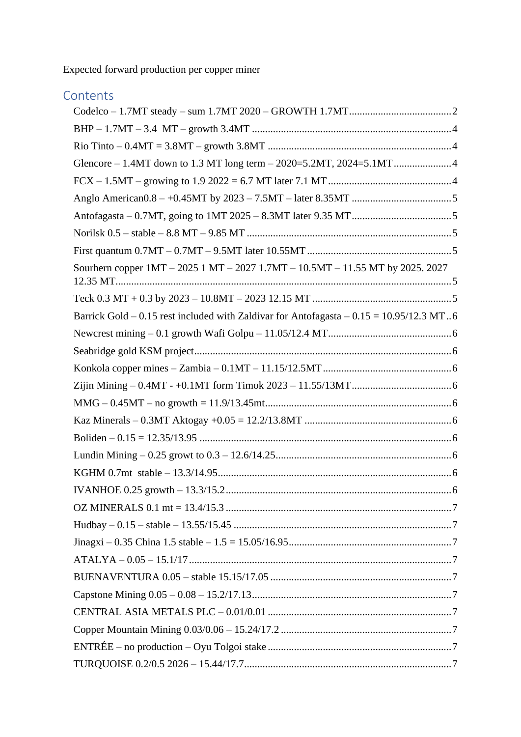Expected forward production per copper miner

## Contents

- Codelco – 1.7MT steady – sum 1.7MT 2020 – GROWTH 1.7MT....................................2
- BHP – 1.7MT – 3.4  MT – growth 3.4MT ....................................................................4
- Rio Tinto – 0.4MT = 3.8MT – growth 3.8MT ................................................................4
- Glencore – 1.4MT down to 1.3 MT long term – 2020=5.2MT, 2024=5.1MT.......................4
- FCX – 1.5MT – growing to 1.9 2022 = 6.7 MT later 7.1 MT...........................................4
- Anglo American0.8 – +0.45MT by 2023 – 7.5MT – later 8.35MT ...................................5
- Antofagasta – 0.7MT, going to 1MT 2025 – 8.3MT later 9.35 MT...................................5
- Norilsk 0.5 – stable – 8.8 MT – 9.85 MT ....................................................................5
- First quantum 0.7MT – 0.7MT – 9.5MT later 10.55MT....................................................5
- Sourhern copper 1MT – 2025 1 MT – 2027 1.7MT – 10.5MT – 11.55 MT by 2025. 2027 12.35 MT..........................................................................................................5
- Teck 0.3 MT + 0.3 by 2023 – 10.8MT – 2023 12.15 MT ...............................................5
- Barrick Gold – 0.15 rest included with Zaldivar for Antofagasta – 0.15 = 10.95/12.3 MT..6
- Newcrest mining – 0.1 growth Wafi Golpu – 11.05/12.4 MT...........................................6
- Seabridge gold KSM project.......................................................................................6
- Konkola copper mines – Zambia – 0.1MT – 11.15/12.5MT.............................................6
- Zijin Mining – 0.4MT - +0.1MT form Timok 2023 – 11.55/13MT......................................6
- MMG – 0.45MT – no growth = 11.9/13.45mt..................................................................6
- Kaz Minerals – 0.3MT Aktogay +0.05 = 12.2/13.8MT ...................................................6
- Boliden – 0.15 = 12.35/13.95 ...................................................................................6
- Lundin Mining – 0.25 growt to 0.3 – 12.6/14.25............................................................6
- KGHM 0.7mt  stable – 13.3/14.95................................................................................6
- IVANHOE 0.25 growth – 13.3/15.2...............................................................................6
- OZ MINERALS 0.1 mt = 13.4/15.3 ..............................................................................7
- Hudbay – 0.15 – stable – 13.55/15.45 ........................................................................7
- Jinagxi – 0.35 China 1.5 stable – 1.5 = 15.05/16.95......................................................7
- ATALYA – 0.05 – 15.1/17..........................................................................................7
- BUENAVENTURA 0.05 – stable 15.15/17.05 ..................................................................7
- Capstone Mining 0.05 – 0.08 – 15.2/17.13....................................................................7
- CENTRAL ASIA METALS PLC – 0.01/0.01 .....................................................................7
- Copper Mountain Mining 0.03/0.06 – 15.24/17.2 ...........................................................7
- ENTRÉE – no production – Oyu Tolgoi stake ................................................................7
- TURQUOISE 0.2/0.5 2026 – 15.44/17.7........................................................................7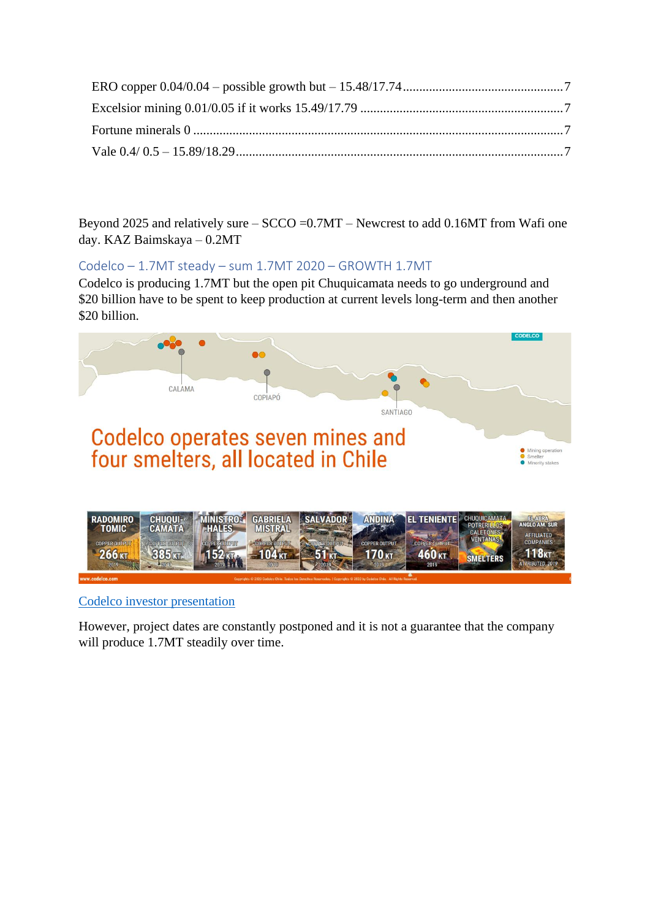ERO copper 0.04/0.04 – possible growth but – 15.48/17.74 ........................................ 7

Excelsior mining 0.01/0.05 if it works 15.49/17.79 ........................................ 7

Fortune minerals 0 ........................................ 7

Vale 0.4/ 0.5 – 15.89/18.29 ........................................ 7

Beyond 2025 and relatively sure – SCCO =0.7MT – Newcrest to add 0.16MT from Wafi one day. KAZ Baimskaya – 0.2MT

## Codelco – 1.7MT steady – sum 1.7MT 2020 – GROWTH 1.7MT

Codelco is producing 1.7MT but the open pit Chuquicamata needs to go underground and $20 billion have to be spent to keep production at current levels long-term and then another $20 billion.

CODELCO

CALAMA

COPIAPÓ

SANTIAGO

Codelco operates seven mines and four smelters, all located in Chile

Mining operation
Smelter
Minority stakes

| RADOMIRO TOMIC | CHUQUI-CAMATA | MINISTRO HALES | GABRIELA MISTRAL | SALVADOR | ANDINA | EL TENIENTE | CHUQUICAMATA POTRERILLOS CALETONES VENTANAS | EL ABRA ANGLO AM. SUR |
|---|---|---|---|---|---|---|---|---|
| COPPER OUTPUT 266 KT 2019 | COPPER OUTPUT 385 KT 2019 | COPPER OUTPUT 152 KT 2019 | COPPER OUTPUT 104 KT 2019 | COPPER OUTPUT 51 KT 2019 | COPPER OUTPUT 170 KT 2019 | COPPER OUTPUT 460 KT 2019 | SMELTERS | AFFILIATED COMPANIES 118 KT ATTRIBUTED 2019 |

www.codelco.com

[Codelco investor presentation](Codelco investor presentation)

However, project dates are constantly postponed and it is not a guarantee that the company will produce 1.7MT steadily over time.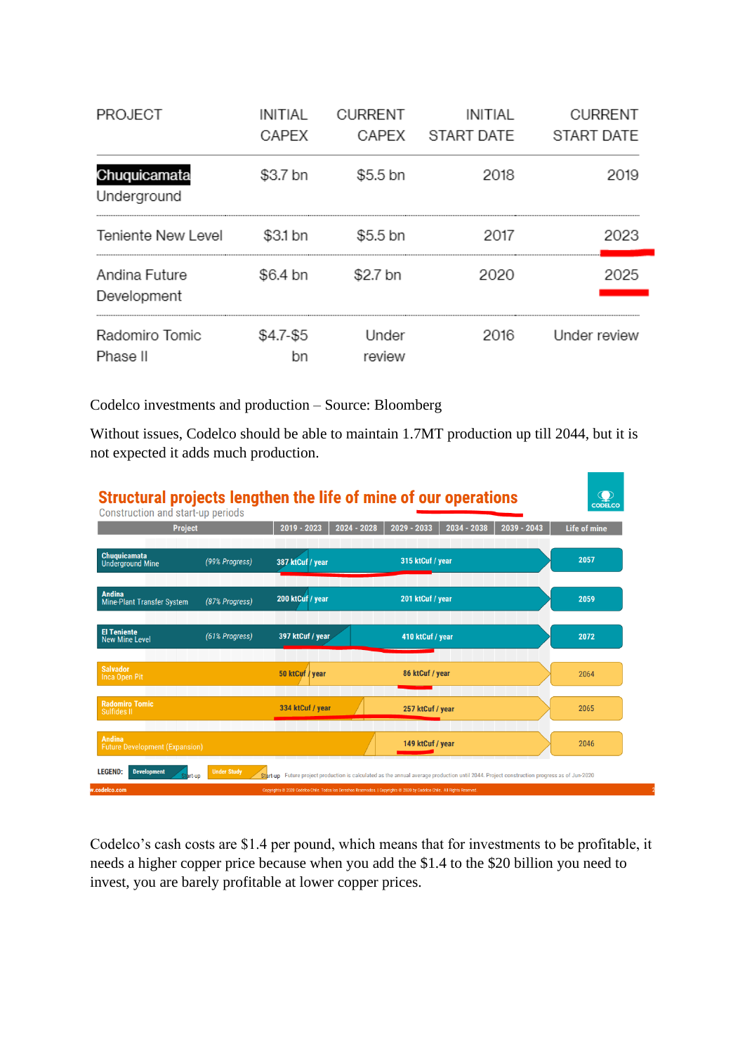| PROJECT | INITIAL CAPEX | CURRENT CAPEX | INITIAL START DATE | CURRENT START DATE |
|---|---|---|---|---|
| Chuquicamata Underground | $3.7 bn | $5.5 bn | 2018 | 2019 |
| Teniente New Level | $3.1 bn | $5.5 bn | 2017 | 2023 |
| Andina Future Development | $6.4 bn | $2.7 bn | 2020 | 2025 |
| Radomiro Tomic Phase II | $4.7-$5 bn | Under review | 2016 | Under review |

Codelco investments and production – Source: Bloomberg

Without issues, Codelco should be able to maintain 1.7MT production up till 2044, but it is not expected it adds much production.

## Structural projects lengthen the life of mine of our operations

Construction and start-up periods

| Project | | 2019 - 2023 | 2024 - 2028 | 2029 - 2033 | 2034 - 2038 | 2039 - 2043 | Life of mine |
|---|---|---|---|---|---|---|---|
| Chuquicamata Underground Mine | (99% Progress) | 387 ktCuf / year | 315 ktCuf / year | | | | 2057 |
| Andina Mine-Plant Transfer System | (87% Progress) | 200 ktCuf / year | 201 ktCuf / year | | | | 2059 |
| El Teniente New Mine Level | (61% Progress) | 397 ktCuf / year | 410 ktCuf / year | | | | 2072 |
| Salvador Inca Open Pit | | 50 ktCuf / year | 86 ktCuf / year | | | | 2064 |
| Radomiro Tomic Sulfides II | | 334 ktCuf / year | 257 ktCuf / year | | | | 2065 |
| Andina Future Development (Expansion) | | | 149 ktCuf / year | | | | 2046 |

LEGEND: Development – Start-up; Under Study – Start-up. Future project production is calculated as the annual average production until 2044. Project construction progress as of Jun-2020

Codelco's cash costs are $1.4 per pound, which means that for investments to be profitable, it needs a higher copper price because when you add the $1.4 to the $20 billion you need to invest, you are barely profitable at lower copper prices.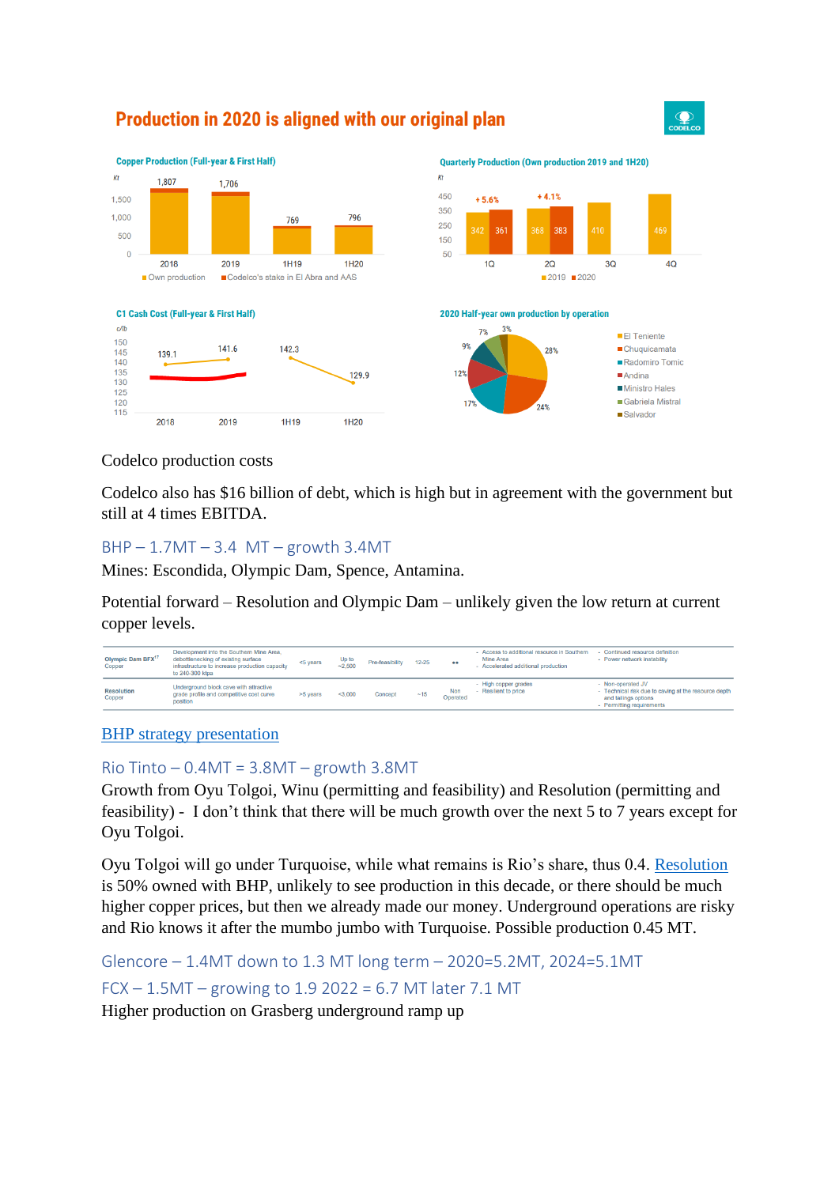## Production in 2020 is aligned with our original plan

CODELCO

**Copper Production (Full-year & First Half)**

Kt

| | 2018 | 2019 | 1H19 | 1H20 |
|---|---|---|---|---|
| Total | 1,807 | 1,706 | 769 | 796 |

Own production / Codelco's stake in El Abra and AAS

**Quarterly Production (Own production 2019 and 1H20)**

Kt

| | 1Q | 2Q | 3Q | 4Q |
|---|---|---|---|---|
| 2019 | 342 | 368 | 410 | 469 |
| 2020 | 361 | 383 | | |
| Change | + 5.6% | + 4.1% | | |

**C1 Cash Cost (Full-year & First Half)**

c/lb

| 2018 | 2019 | 1H19 | 1H20 |
|---|---|---|---|
| 139.1 | 141.6 | 142.3 | 129.9 |

**2020 Half-year own production by operation**

- El Teniente 28%
- Chuquicamata 24%
- Radomiro Tomic 17%
- Andina 12%
- Ministro Hales 9%
- Gabriela Mistral 7%
- Salvador 3%

Codelco production costs

Codelco also has $16 billion of debt, which is high but in agreement with the government but still at 4 times EBITDA.

### BHP – 1.7MT – 3.4 MT – growth 3.4MT

Mines: Escondida, Olympic Dam, Spence, Antamina.

Potential forward – Resolution and Olympic Dam – unlikely given the low return at current copper levels.

| | | | | | | | | |
|---|---|---|---|---|---|---|---|---|
| Olympic Dam BFX[17] Copper | Development into the Southern Mine Area, debottlenecking of existing surface infrastructure to increase production capacity to 240-300 ktpa | <5 years | Up to ~2,500 | Pre-feasibility | 12-25 | ●● | - Access to additional resource in Southern Mine Area<br>- Accelerated additional production | - Continued resource definition<br>- Power network instability |
| Resolution Copper | Underground block cave with attractive grade profile and competitive cost curve position | >5 years | <3,000 | Concept | ~15 | Non Operated | - High copper grades<br>- Resilient to price | - Non-operated JV<br>- Technical risk due to caving at the resource depth and tailings options<br>- Permitting requirements |

[BHP strategy presentation]

### Rio Tinto – 0.4MT = 3.8MT – growth 3.8MT

Growth from Oyu Tolgoi, Winu (permitting and feasibility) and Resolution (permitting and feasibility) - I don't think that there will be much growth over the next 5 to 7 years except for Oyu Tolgoi.

Oyu Tolgoi will go under Turquoise, while what remains is Rio's share, thus 0.4. [Resolution] is 50% owned with BHP, unlikely to see production in this decade, or there should be much higher copper prices, but then we already made our money. Underground operations are risky and Rio knows it after the mumbo jumbo with Turquoise. Possible production 0.45 MT.

### Glencore – 1.4MT down to 1.3 MT long term – 2020=5.2MT, 2024=5.1MT

### FCX – 1.5MT – growing to 1.9 2022 = 6.7 MT later 7.1 MT

Higher production on Grasberg underground ramp up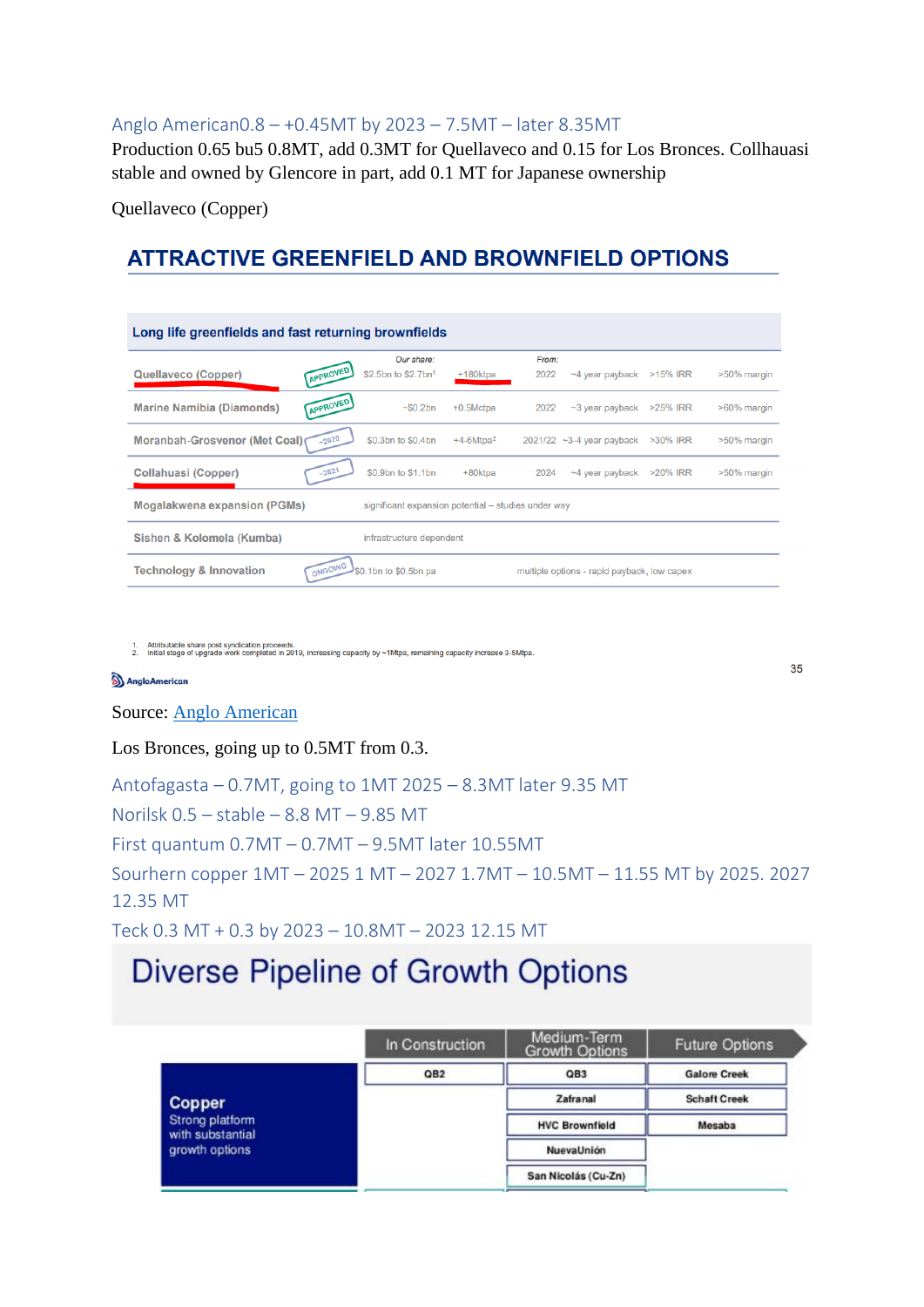## Anglo American0.8 – +0.45MT by 2023 – 7.5MT – later 8.35MT

Production 0.65 bu5 0.8MT, add 0.3MT for Quellaveco and 0.15 for Los Bronces. Collhauasi stable and owned by Glencore in part, add 0.1 MT for Japanese ownership

Quellaveco (Copper)

### ATTRACTIVE GREENFIELD AND BROWNFIELD OPTIONS

**Long life greenfields and fast returning brownfields**

| | | Our share: | | From: | | | |
|---|---|---|---|---|---|---|---|
| Quellaveco (Copper) | APPROVED | \$2.5bn to \$2.7bn[1] | +180ktpa | 2022 | ~4 year payback | >15% IRR | >50% margin |
| Marine Namibia (Diamonds) | APPROVED | ~\$0.2bn | +0.5Mctpa | 2022 | ~3 year payback | >25% IRR | >60% margin |
| Moranbah-Grosvenor (Met Coal) | ~2020 | \$0.3bn to \$0.4bn | +4-6Mtpa[2] | 2021/22 | ~3-4 year payback | >30% IRR | >50% margin |
| Collahuasi (Copper) | ~2021 | \$0.9bn to \$1.1bn | +80ktpa | 2024 | ~4 year payback | >20% IRR | >50% margin |
| Mogalakwena expansion (PGMs) | | significant expansion potential – studies under way | | | | | |
| Sishen & Kolomela (Kumba) | | infrastructure dependent | | | | | |
| Technology & Innovation | ONGOING | \$0.1bn to \$0.5bn pa | | multiple options - rapid payback, low capex | | | |

1. Attributable share post syndication proceeds.
2. Initial stage of upgrade work completed in 2019, increasing capacity by ~1Mtpa, remaining capacity increase 3-5Mtpa.

Source: [Anglo American]

Los Bronces, going up to 0.5MT from 0.3.

## Antofagasta – 0.7MT, going to 1MT 2025 – 8.3MT later 9.35 MT

## Norilsk 0.5 – stable – 8.8 MT – 9.85 MT

## First quantum 0.7MT – 0.7MT – 9.5MT later 10.55MT

## Sourhern copper 1MT – 2025 1 MT – 2027 1.7MT – 10.5MT – 11.55 MT by 2025. 2027 12.35 MT

## Teck 0.3 MT + 0.3 by 2023 – 10.8MT – 2023 12.15 MT

### Diverse Pipeline of Growth Options

| | In Construction | Medium-Term Growth Options | Future Options |
|---|---|---|---|
| **Copper** Strong platform with substantial growth options | QB2 | QB3 | Galore Creek |
| | | Zafranal | Schaft Creek |
| | | HVC Brownfield | Mesaba |
| | | NuevaUnión | |
| | | San Nicolás (Cu-Zn) | |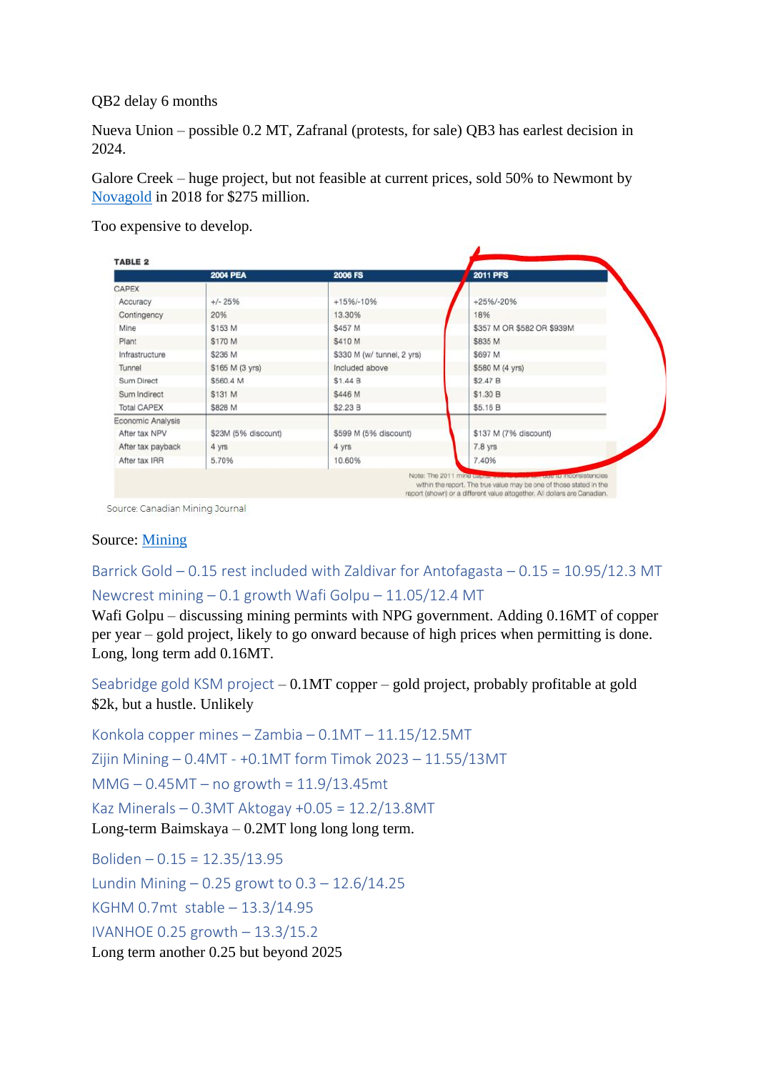QB2 delay 6 months

Nueva Union – possible 0.2 MT, Zafranal (protests, for sale) QB3 has earlest decision in 2024.

Galore Creek – huge project, but not feasible at current prices, sold 50% to Newmont by Novagold in 2018 for $275 million.

Too expensive to develop.

**TABLE 2**

| | 2004 PEA | 2006 FS | 2011 PFS |
|---|---|---|---|
| CAPEX | | | |
| Accuracy | +/- 25% | +15%/-10% | +25%/-20% |
| Contingency | 20% | 13.30% | 18% |
| Mine | $153 M | $457 M | $357 M OR $582 OR $939M |
| Plant | $170 M | $410 M | $835 M |
| Infrastructure | $236 M | $330 M (w/ tunnel, 2 yrs) | $697 M |
| Tunnel | $165 M (3 yrs) | Included above | $580 M (4 yrs) |
| Sum Direct | $560.4 M | $1.44 B | $2.47 B |
| Sum Indirect | $131 M | $446 M | $1.30 B |
| Total CAPEX | $828 M | $2.23 B | $5.15 B |
| Economic Analysis | | | |
| After tax NPV | $23M (5% discount) | $599 M (5% discount) | $137 M (7% discount) |
| After tax payback | 4 yrs | 4 yrs | 7.8 yrs |
| After tax IRR | 5.70% | 10.60% | 7.40% |

Note: The 2011 mine capital cost is uncertain due to inconsistencies within the report. The true value may be one of those stated in the report (shown) or a different value altogether. All dollars are Canadian.

Source: Canadian Mining Journal

Source: Mining

Barrick Gold – 0.15 rest included with Zaldivar for Antofagasta – 0.15 = 10.95/12.3 MT

Newcrest mining – 0.1 growth Wafi Golpu – 11.05/12.4 MT

Wafi Golpu – discussing mining permints with NPG government. Adding 0.16MT of copper per year – gold project, likely to go onward because of high prices when permitting is done. Long, long term add 0.16MT.

Seabridge gold KSM project – 0.1MT copper – gold project, probably profitable at gold $2k, but a hustle. Unlikely

Konkola copper mines – Zambia – 0.1MT – 11.15/12.5MT

Zijin Mining – 0.4MT - +0.1MT form Timok 2023 – 11.55/13MT

MMG – 0.45MT – no growth = 11.9/13.45mt

Kaz Minerals – 0.3MT Aktogay +0.05 = 12.2/13.8MT

Long-term Baimskaya – 0.2MT long long long term.

Boliden – 0.15 = 12.35/13.95

Lundin Mining – 0.25 growt to 0.3 – 12.6/14.25

KGHM 0.7mt stable – 13.3/14.95

IVANHOE 0.25 growth – 13.3/15.2

Long term another 0.25 but beyond 2025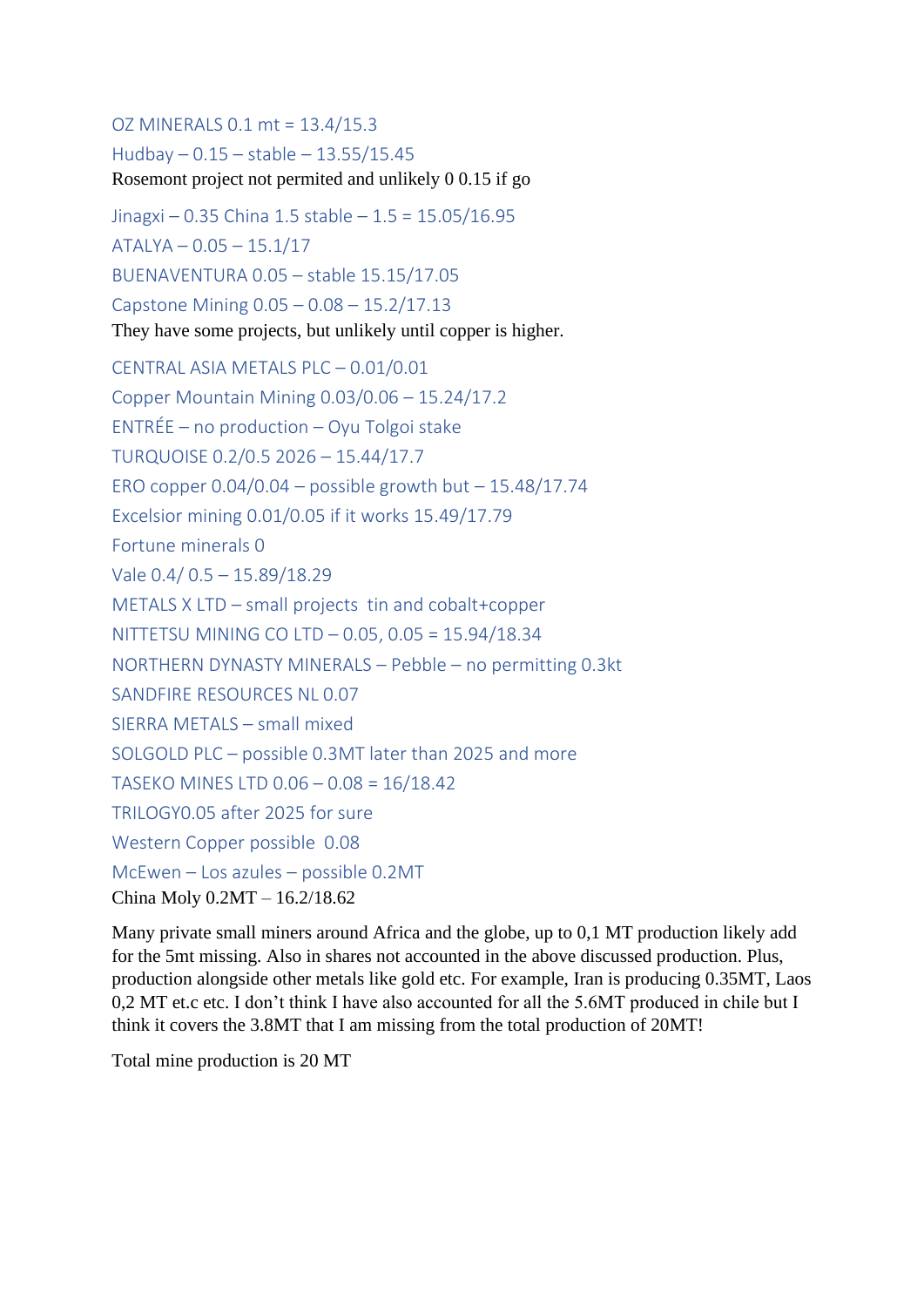OZ MINERALS 0.1 mt = 13.4/15.3

Hudbay – 0.15 – stable – 13.55/15.45

Rosemont project not permited and unlikely 0 0.15 if go

Jinagxi – 0.35 China 1.5 stable – 1.5 = 15.05/16.95

ATALYA – 0.05 – 15.1/17

BUENAVENTURA 0.05 – stable 15.15/17.05

Capstone Mining 0.05 – 0.08 – 15.2/17.13

They have some projects, but unlikely until copper is higher.

CENTRAL ASIA METALS PLC – 0.01/0.01

Copper Mountain Mining 0.03/0.06 – 15.24/17.2

ENTRÉE – no production – Oyu Tolgoi stake

TURQUOISE 0.2/0.5 2026 – 15.44/17.7

ERO copper 0.04/0.04 – possible growth but – 15.48/17.74

Excelsior mining 0.01/0.05 if it works 15.49/17.79

Fortune minerals 0

Vale 0.4/ 0.5 – 15.89/18.29

METALS X LTD – small projects tin and cobalt+copper

NITTETSU MINING CO LTD – 0.05, 0.05 = 15.94/18.34

NORTHERN DYNASTY MINERALS – Pebble – no permitting 0.3kt

SANDFIRE RESOURCES NL 0.07

SIERRA METALS – small mixed

SOLGOLD PLC – possible 0.3MT later than 2025 and more

TASEKO MINES LTD 0.06 – 0.08 = 16/18.42

TRILOGY0.05 after 2025 for sure

Western Copper possible 0.08

McEwen – Los azules – possible 0.2MT

China Moly 0.2MT – 16.2/18.62

Many private small miners around Africa and the globe, up to 0,1 MT production likely add for the 5mt missing. Also in shares not accounted in the above discussed production. Plus, production alongside other metals like gold etc. For example, Iran is producing 0.35MT, Laos 0,2 MT et.c etc. I don't think I have also accounted for all the 5.6MT produced in chile but I think it covers the 3.8MT that I am missing from the total production of 20MT!

Total mine production is 20 MT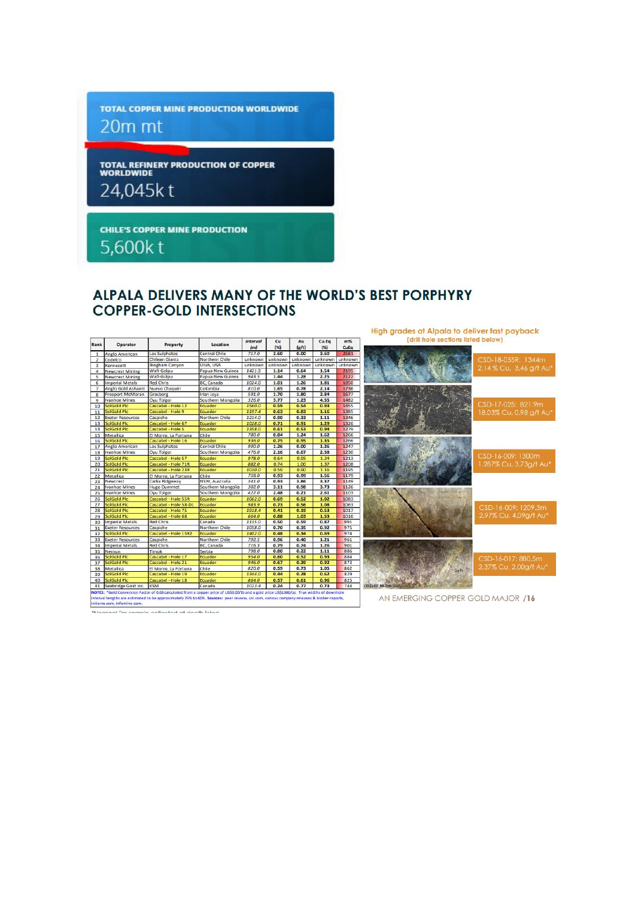TOTAL COPPER MINE PRODUCTION WORLDWIDE

20m mt

TOTAL REFINERY PRODUCTION OF COPPER WORLDWIDE

24,045k t

CHILE'S COPPER MINE PRODUCTION

5,600k t

## ALPALA DELIVERS MANY OF THE WORLD'S BEST PORPHYRY COPPER-GOLD INTERSECTIONS

| Rank | Operator | Property | Location | Interval (m) | Cu (%) | Au (g/t) | Cu.Eq (%) | m% CuEq |
|---|---|---|---|---|---|---|---|---|
| 1 | Anglo American | Los Sulphatos | Central Chile | 717.0 | 3.60 | 0.00 | 3.60 | 2581 |
| 2 | Codelco | Chilean Giants | Northern Chile | unknown | unknown | unknown | unknown | unknown |
| 3 | Kennecott | Bingham Canyon | Utah, USA | unknown | unknown | unknown | unknown | unknown |
| 4 | Newcrest Mining | Wafi-Golpu | Papua New Guinea | 1421.5 | 1.14 | 0.64 | 1.54 | 2195 |
| 5 | Newcrest Mining | Wafi-Golpu | Papua New Guinea | 943.5 | 1.44 | 1.28 | 2.25 | 2122 |
| 6 | Imperial Metals | Red Chris | BC, Canada | 1024.0 | 1.01 | 1.26 | 1.81 | 1850 |
| 7 | Anglo Gold Ashanti | Nuevo Chaquiri | Colombia | 810.0 | 1.65 | 0.78 | 2.14 | 1736 |
| 8 | Freeport McMoran | Grasberg | Irian Jaya | 591.0 | 1.70 | 1.80 | 2.84 | 1677 |
| 9 | Ivanhoe Mines | Oyu Tolgoi | Southern Mongolia | 326.0 | 3.77 | 1.23 | 4.55 | 1482 |
| 10 | SolGold Plc | Cascabel - Hole 12 | Ecuador | 1560.0 | 0.59 | 0.54 | 0.93 | 1455 |
| 11 | SolGold Plc | Cascabel - Hole 9 | Ecuador | 1197.4 | 0.63 | 0.83 | 1.16 | 1385 |
| 12 | Exeter Resources | Caspiche | Northern Chile | 1214.0 | 0.90 | 0.33 | 1.11 | 1346 |
| 13 | SolGold Plc | Cascabel - Hole 67 | Ecuador | 1028.0 | 0.71 | 0.91 | 1.29 | 1326 |
| 14 | SolGold Plc | Cascabel - Hole 5 | Ecuador | 1358.0 | 0.61 | 0.53 | 0.94 | 1279 |
| 15 | Metallica | El Morro, La Fortuna | Chile | 780.0 | 0.84 | 1.24 | 1.62 | 1266 |
| 16 | SolGold Plc | Cascabel - Hole 16 | Ecuador | 936.0 | 0.75 | 0.95 | 1.35 | 1266 |
| 17 | Anglo American | Los Sulphatos | Central Chile | 990.0 | 1.26 | 0.00 | 1.26 | 1247 |
| 18 | Ivanhoe Mines | Oyu Tolgoi | Southern Mongolia | 476.0 | 2.16 | 0.67 | 2.58 | 1230 |
| 19 | SolGold Plc | Cascabel - Hole 57 | Ecuador | 978.0 | 0.64 | 0.95 | 1.24 | 1213 |
| 20 | SolGold Plc | Cascabel - Hole 71R | Ecuador | 882.0 | 0.74 | 1.00 | 1.37 | 1208 |
| 21 | SolGold Plc | Cascabel - Hole 23R | Ecuador | 1030.0 | 0.59 | 0.90 | 1.16 | 1195 |
| 22 | Metallica | El Morro, La Fortuna | Chile | 758.0 | 0.93 | 0.99 | 1.56 | 1179 |
| 23 | Newcrest | Cadia Ridgeway | NSW, Australia | 341.0 | 0.93 | 3.86 | 3.37 | 1149 |
| 24 | Ivanhoe Mines | Hugo Dummet | Southern Mongolia | 302.0 | 3.11 | 0.98 | 3.73 | 1126 |
| 25 | Ivanhoe Mines | Oyu Tolgoi | Southern Mongolia | 422.0 | 2.48 | 0.21 | 2.61 | 1103 |
| 26 | SolGold Plc | Cascabel - Hole 55R | Ecuador | 1062.0 | 0.69 | 0.52 | 1.02 | 1083 |
| 27 | SolGold Plc | Cascabel - Hole 58-D1 | Ecuador | 983.9 | 0.73 | 0.56 | 1.08 | 1063 |
| 28 | SolGold Plc | Cascabel - Hole 75 | Ecuador | 1918.4 | 0.41 | 0.19 | 0.53 | 1017 |
| 29 | SolGold Plc | Cascabel - Hole 68 | Ecuador | 664.0 | 0.88 | 1.03 | 1.53 | 1016 |
| 30 | Imperial Metals | Red Chris | Canada | 1135.0 | 0.50 | 0.59 | 0.87 | 991 |
| 31 | Exeter Resources | Caspiche | Northern Chile | 1058.0 | 0.70 | 0.35 | 0.92 | 975 |
| 32 | SolGold Plc | Cascabel - Hole 15R2 | Ecuador | 1402.0 | 0.48 | 0.34 | 0.69 | 974 |
| 33 | Exeter Resources | Caspiche | Northern Chile | 792.5 | 0.96 | 0.40 | 1.21 | 961 |
| 34 | Imperial Metals | Red Chris | BC, Canada | 716.3 | 0.79 | 0.74 | 1.26 | 901 |
| 35 | Nevsun | Timok | Serbia | 798.0 | 0.80 | 0.22 | 1.11 | 886 |
| 36 | SolGold Plc | Cascabel - Hole 17 | Ecuador | 954.0 | 0.60 | 0.52 | 0.93 | 884 |
| 37 | SolGold Plc | Cascabel - Hole 21 | Ecuador | 946.0 | 0.67 | 0.39 | 0.92 | 872 |
| 38 | Metallica | El Morro, La Fortuna | Chile | 820.0 | 0.59 | 0.73 | 1.05 | 862 |
| 39 | SolGold Plc | Cascabel - Hole 19 | Ecuador | 1344.0 | 0.44 | 0.28 | 0.62 | 829 |
| 40 | SolGold Plc | Cascabel - Hole 18 | Ecuador | 864.0 | 0.57 | 0.61 | 0.96 | 825 |
| 41 | Seabridge Gold Inc. | KSM | Canada | 1023.4 | 0.24 | 0.77 | 0.73 | 744 |

NOTES: *Gold Conversion Factor of 0.63 calculated from a copper price of US$3.00/lb and a gold price US$1300/oz. True widths of downhole interval lengths are estimated to be approximately 25% to 60%. Sources: peer review, snl.com, various company releases & broker reports, intierra.com, infomine.com.

High grades at Alpala to deliver fast payback
(drill hole sections listed below)

CSD-18-055R: 1344m 2.14 % Cu, 3.46 g/t Au*

CSD-17-025: 821.9m 18.03% Cu, 0.98 g/t Au*

CSD-16-009: 1300m 1.287% Cu, 3.73g/t Au*

CSD-16-009: 1209.3m 2.97% Cu, 4.09g/t Au*

CSD-16-017: 880.5m 2.37% Cu, 2.00g/t Au*

AN EMERGING COPPER GOLD MAJOR

*Nominal 1m sample collected at depth listed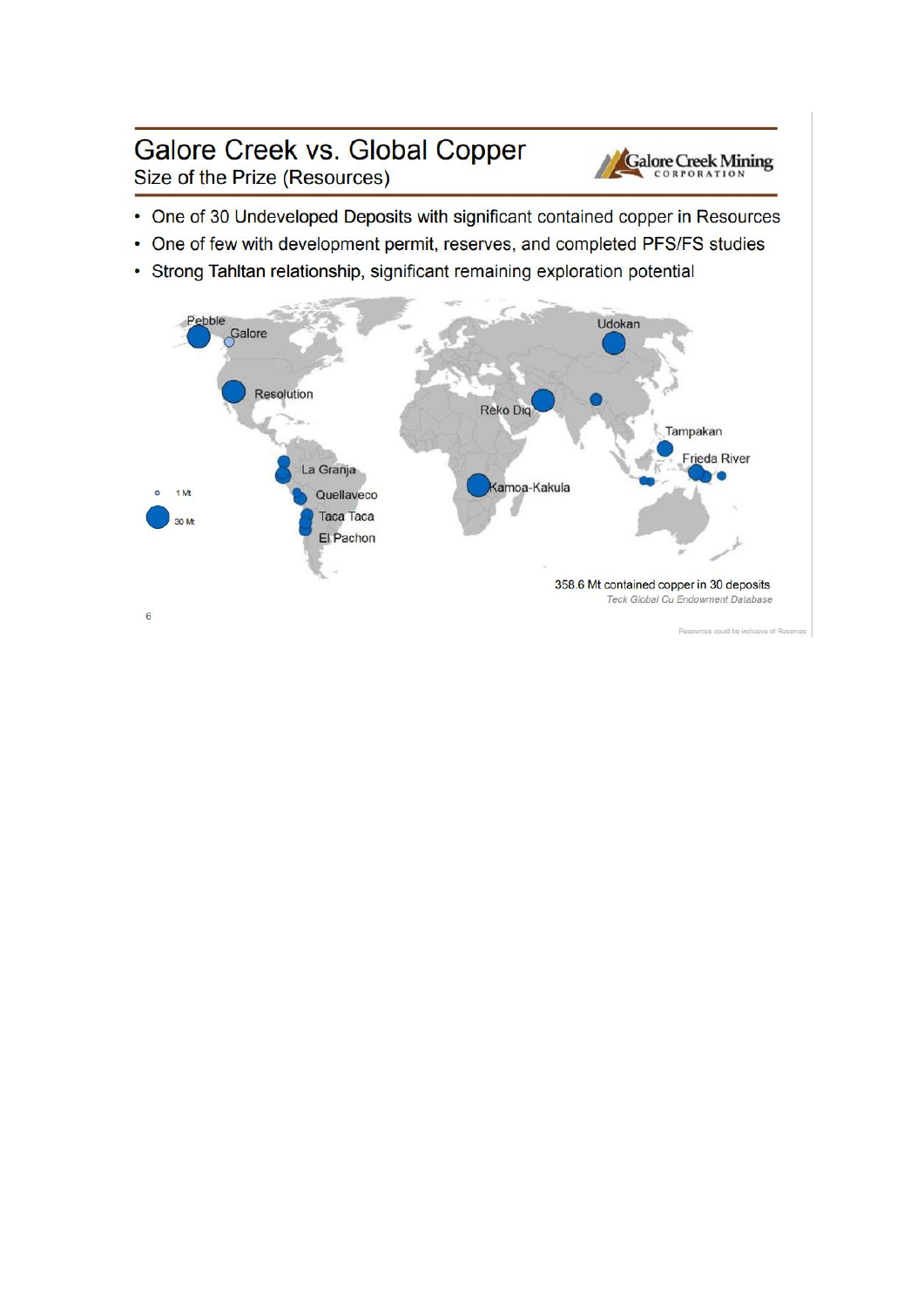# Galore Creek vs. Global Copper

## Size of the Prize (Resources)

Galore Creek Mining CORPORATION

- One of 30 Undeveloped Deposits with significant contained copper in Resources
- One of few with development permit, reserves, and completed PFS/FS studies
- Strong Tahltan relationship, significant remaining exploration potential

Pebble
Galore
Resolution
La Granja
Quellaveco
Taca Taca
El Pachon
Reko Diq
Kamoa-Kakula
Udokan
Tampakan
Frieda River

1 Mt
30 Mt

358.6 Mt contained copper in 30 deposits

*Teck Global Cu Endowment Database*

Resources could be inclusive of Reserves